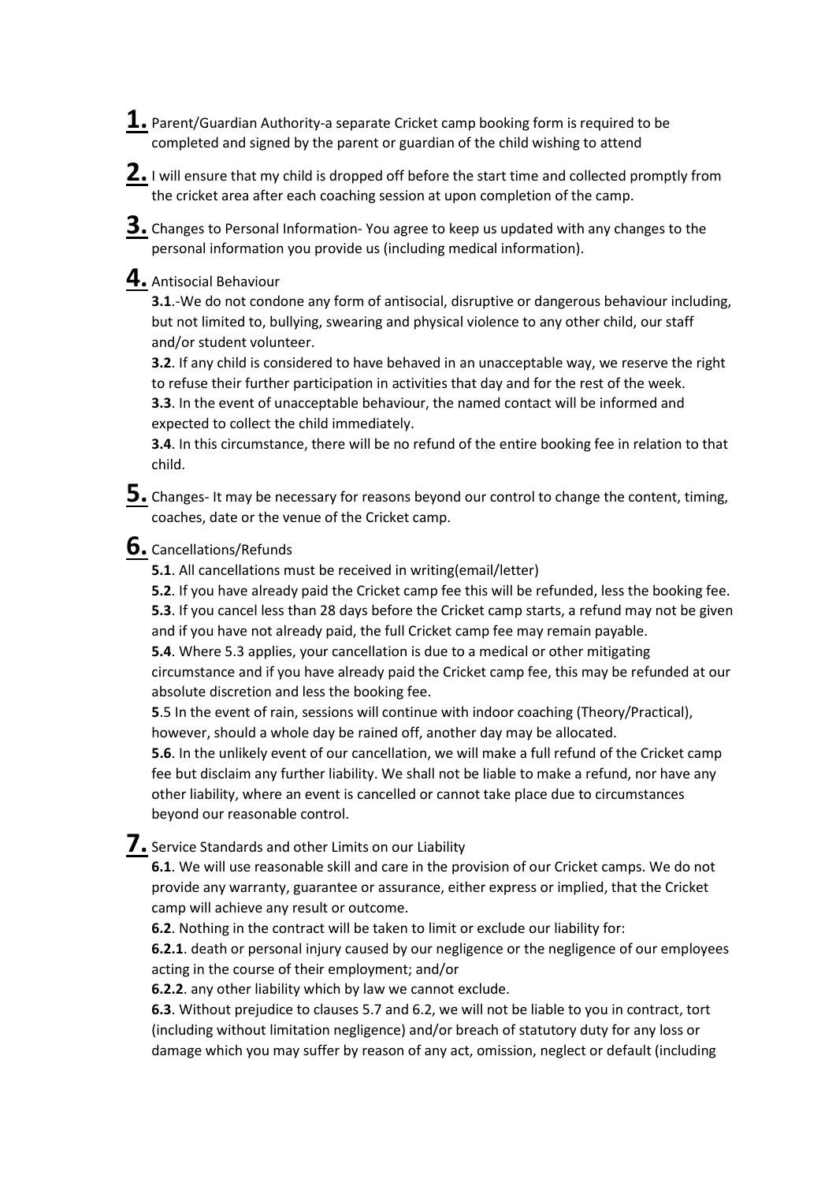**1.** Parent/Guardian Authority-a separate Cricket camp booking form is required to be completed and signed by the parent or guardian of the child wishing to attend

**2.** I will ensure that my child is dropped off before the start time and collected promptly from the cricket area after each coaching session at upon completion of the camp.

**3.** Changes to Personal Information- You agree to keep us updated with any changes to the personal information you provide us (including medical information).

**4.** Antisocial Behaviour

**3.1**.-We do not condone any form of antisocial, disruptive or dangerous behaviour including, but not limited to, bullying, swearing and physical violence to any other child, our staff and/or student volunteer.

**3.2**. If any child is considered to have behaved in an unacceptable way, we reserve the right to refuse their further participation in activities that day and for the rest of the week.

**3.3**. In the event of unacceptable behaviour, the named contact will be informed and expected to collect the child immediately.

**3.4**. In this circumstance, there will be no refund of the entire booking fee in relation to that child.

**5.** Changes- It may be necessary for reasons beyond our control to change the content, timing, coaches, date or the venue of the Cricket camp.

**6.** Cancellations/Refunds

**5.1**. All cancellations must be received in writing(email/letter)

**5.2**. If you have already paid the Cricket camp fee this will be refunded, less the booking fee.

**5.3**. If you cancel less than 28 days before the Cricket camp starts, a refund may not be given and if you have not already paid, the full Cricket camp fee may remain payable.

**5.4**. Where 5.3 applies, your cancellation is due to a medical or other mitigating circumstance and if you have already paid the Cricket camp fee, this may be refunded at our absolute discretion and less the booking fee.

**5**.5 In the event of rain, sessions will continue with indoor coaching (Theory/Practical), however, should a whole day be rained off, another day may be allocated.

**5.6**. In the unlikely event of our cancellation, we will make a full refund of the Cricket camp fee but disclaim any further liability. We shall not be liable to make a refund, nor have any other liability, where an event is cancelled or cannot take place due to circumstances beyond our reasonable control.

**7.** Service Standards and other Limits on our Liability

**6.1**. We will use reasonable skill and care in the provision of our Cricket camps. We do not provide any warranty, guarantee or assurance, either express or implied, that the Cricket camp will achieve any result or outcome.

**6.2**. Nothing in the contract will be taken to limit or exclude our liability for:

**6.2.1**. death or personal injury caused by our negligence or the negligence of our employees acting in the course of their employment; and/or

**6.2.2**. any other liability which by law we cannot exclude.

**6.3**. Without prejudice to clauses 5.7 and 6.2, we will not be liable to you in contract, tort (including without limitation negligence) and/or breach of statutory duty for any loss or damage which you may suffer by reason of any act, omission, neglect or default (including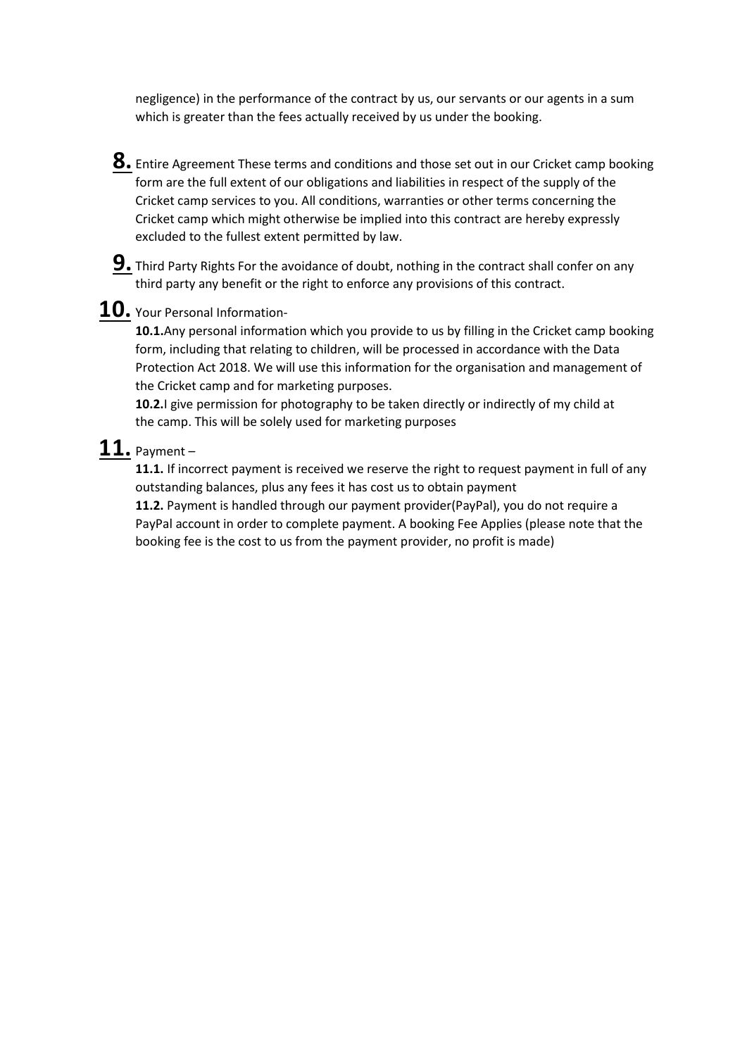negligence) in the performance of the contract by us, our servants or our agents in a sum which is greater than the fees actually received by us under the booking.

**8.** Entire Agreement These terms and conditions and those set out in our Cricket camp booking form are the full extent of our obligations and liabilities in respect of the supply of the Cricket camp services to you. All conditions, warranties or other terms concerning the Cricket camp which might otherwise be implied into this contract are hereby expressly excluded to the fullest extent permitted by law.

**9.** Third Party Rights For the avoidance of doubt, nothing in the contract shall confer on any third party any benefit or the right to enforce any provisions of this contract.

**10.** Your Personal Information-

**10.1.**Any personal information which you provide to us by filling in the Cricket camp booking form, including that relating to children, will be processed in accordance with the Data Protection Act 2018. We will use this information for the organisation and management of the Cricket camp and for marketing purposes.

**10.2.**I give permission for photography to be taken directly or indirectly of my child at the camp. This will be solely used for marketing purposes

**11.** Payment –

**11.1.** If incorrect payment is received we reserve the right to request payment in full of any outstanding balances, plus any fees it has cost us to obtain payment

**11.2.** Payment is handled through our payment provider(PayPal), you do not require a PayPal account in order to complete payment. A booking Fee Applies (please note that the booking fee is the cost to us from the payment provider, no profit is made)